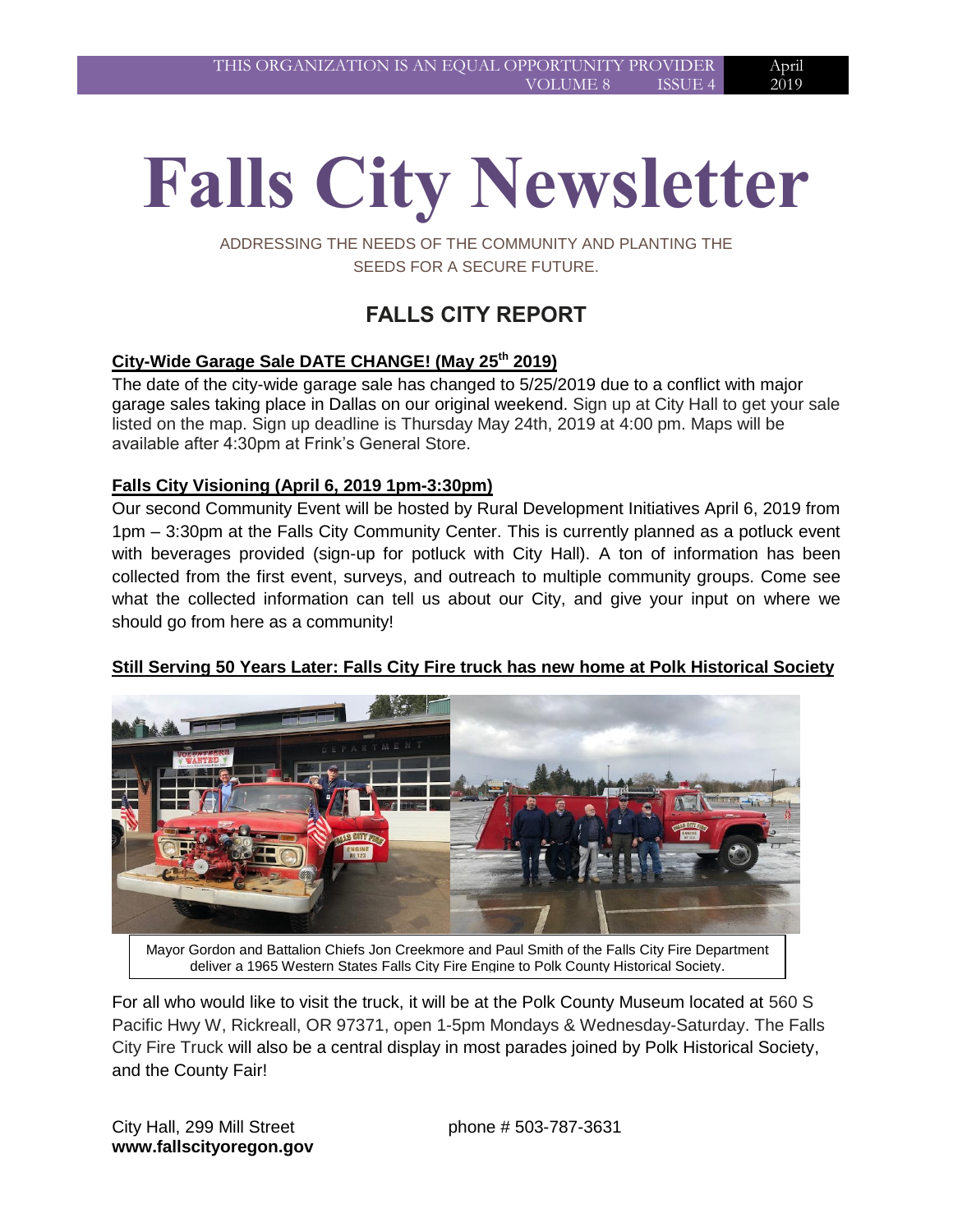# Falls City Newsletter

ADDRESSING THE NEEDS OF THE COMMUNITY AND PLANTING THE SEEDS FOR A SECURE FUTURE.

## FALLS CITY REPORT

### City-Wide Garage Sale DATE CHANGE! (May 25th 2019)

The date of the city-wide garage sale has changed to 5/25/2019 due to a conflict with major garage sales taking place in Dallas on our original weekend. Sign up at City Hall to get your sale listed on the map. Sign up deadline is Thursday May 24th, 2019 at 4:00 pm. Maps will be available after 4:30pm at Frink's General Store.

### Falls City Visioning (April 6, 2019 1pm-3:30pm)

Our second Community Event will be hosted by Rural Development Initiatives April 6, 2019 from 1pm – 3:30pm at the Falls City Community Center. This is currently planned as a potluck event with beverages provided (sign-up for potluck with City Hall). A ton of information has been collected from the first event, surveys, and outreach to multiple community groups. Come see what the collected information can tell us about our City, and give your input on where we should go from here as a community!

### Still Serving 50 Years Later: Falls City Fire truck has new home at Polk Historical Society

Mayor Gordon and Battalion Chiefs Jon Creekmore and Paul Smith of the Falls City Fire Department deliver a 1965 Western States Falls City Fire Engine to Polk County Historical Society.

For all who would like to visit the truck, it will be at the Polk County Museum located at 560 S Pacific Hwy W, Rickreall, OR 97371, open 1-5pm Mondays & Wednesday-Saturday. The Falls City Fire Truck will also be a central display in most parades joined by Polk Historical Society, and the County Fair!

City Hall, 299 Mill Street phone # 503-787-3631
**www.fallscityoregon.gov**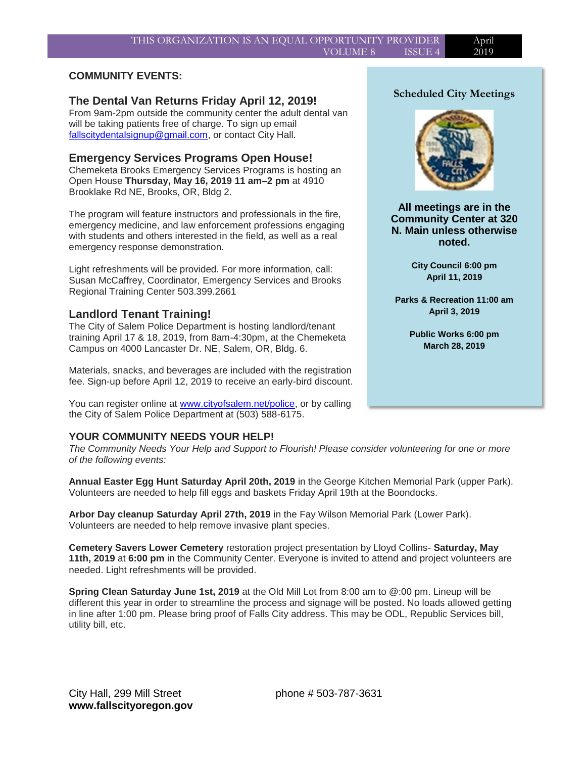## COMMUNITY EVENTS:

### The Dental Van Returns Friday April 12, 2019!

From 9am-2pm outside the community center the adult dental van will be taking patients free of charge. To sign up email fallscitydentalsignup@gmail.com, or contact City Hall.

### Emergency Services Programs Open House!

Chemeketa Brooks Emergency Services Programs is hosting an Open House **Thursday, May 16, 2019 11 am–2 pm** at 4910 Brooklake Rd NE, Brooks, OR, Bldg 2.

The program will feature instructors and professionals in the fire, emergency medicine, and law enforcement professions engaging with students and others interested in the field, as well as a real emergency response demonstration.

Light refreshments will be provided. For more information, call: Susan McCaffrey, Coordinator, Emergency Services and Brooks Regional Training Center 503.399.2661

### Landlord Tenant Training!

The City of Salem Police Department is hosting landlord/tenant training April 17 & 18, 2019, from 8am-4:30pm, at the Chemeketa Campus on 4000 Lancaster Dr. NE, Salem, OR, Bldg. 6.

Materials, snacks, and beverages are included with the registration fee. Sign-up before April 12, 2019 to receive an early-bird discount.

You can register online at www.cityofsalem.net/police, or by calling the City of Salem Police Department at (503) 588-6175.

### Scheduled City Meetings

**All meetings are in the Community Center at 320 N. Main unless otherwise noted.**

**City Council 6:00 pm**
**April 11, 2019**

**Parks & Recreation 11:00 am**
**April 3, 2019**

**Public Works 6:00 pm**
**March 28, 2019**

## YOUR COMMUNITY NEEDS YOUR HELP!

*The Community Needs Your Help and Support to Flourish! Please consider volunteering for one or more of the following events:*

**Annual Easter Egg Hunt Saturday April 20th, 2019** in the George Kitchen Memorial Park (upper Park). Volunteers are needed to help fill eggs and baskets Friday April 19th at the Boondocks.

**Arbor Day cleanup Saturday April 27th, 2019** in the Fay Wilson Memorial Park (Lower Park). Volunteers are needed to help remove invasive plant species.

**Cemetery Savers Lower Cemetery** restoration project presentation by Lloyd Collins- **Saturday, May 11th, 2019** at **6:00 pm** in the Community Center. Everyone is invited to attend and project volunteers are needed. Light refreshments will be provided.

**Spring Clean Saturday June 1st, 2019** at the Old Mill Lot from 8:00 am to @:00 pm. Lineup will be different this year in order to streamline the process and signage will be posted. No loads allowed getting in line after 1:00 pm. Please bring proof of Falls City address. This may be ODL, Republic Services bill, utility bill, etc.

City Hall, 299 Mill Street
**www.fallscityoregon.gov**

phone # 503-787-3631